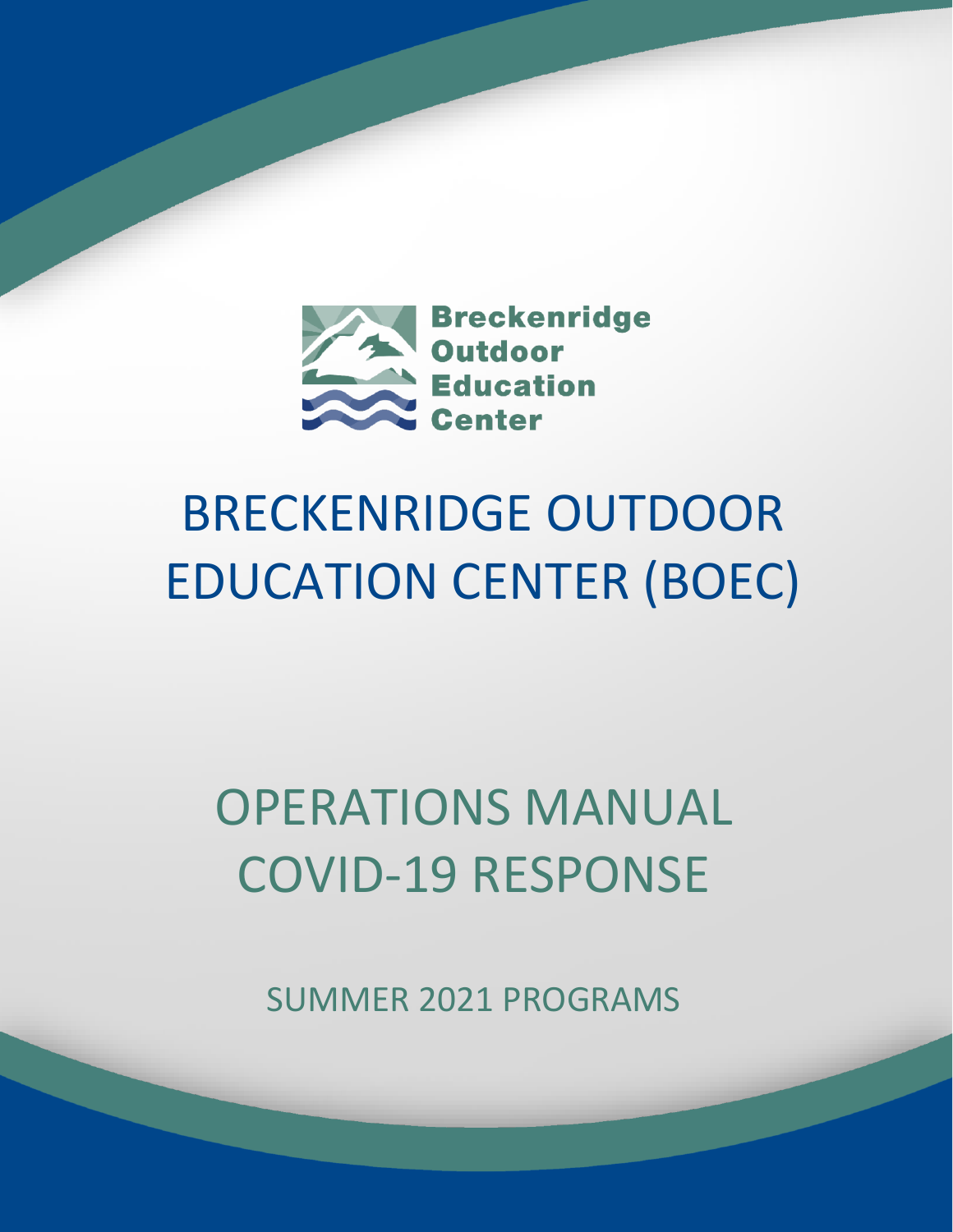Breckenridge Outdoor Education Center

# BRECKENRIDGE OUTDOOR EDUCATION CENTER (BOEC)

## OPERATIONS MANUAL COVID-19 RESPONSE

SUMMER 2021 PROGRAMS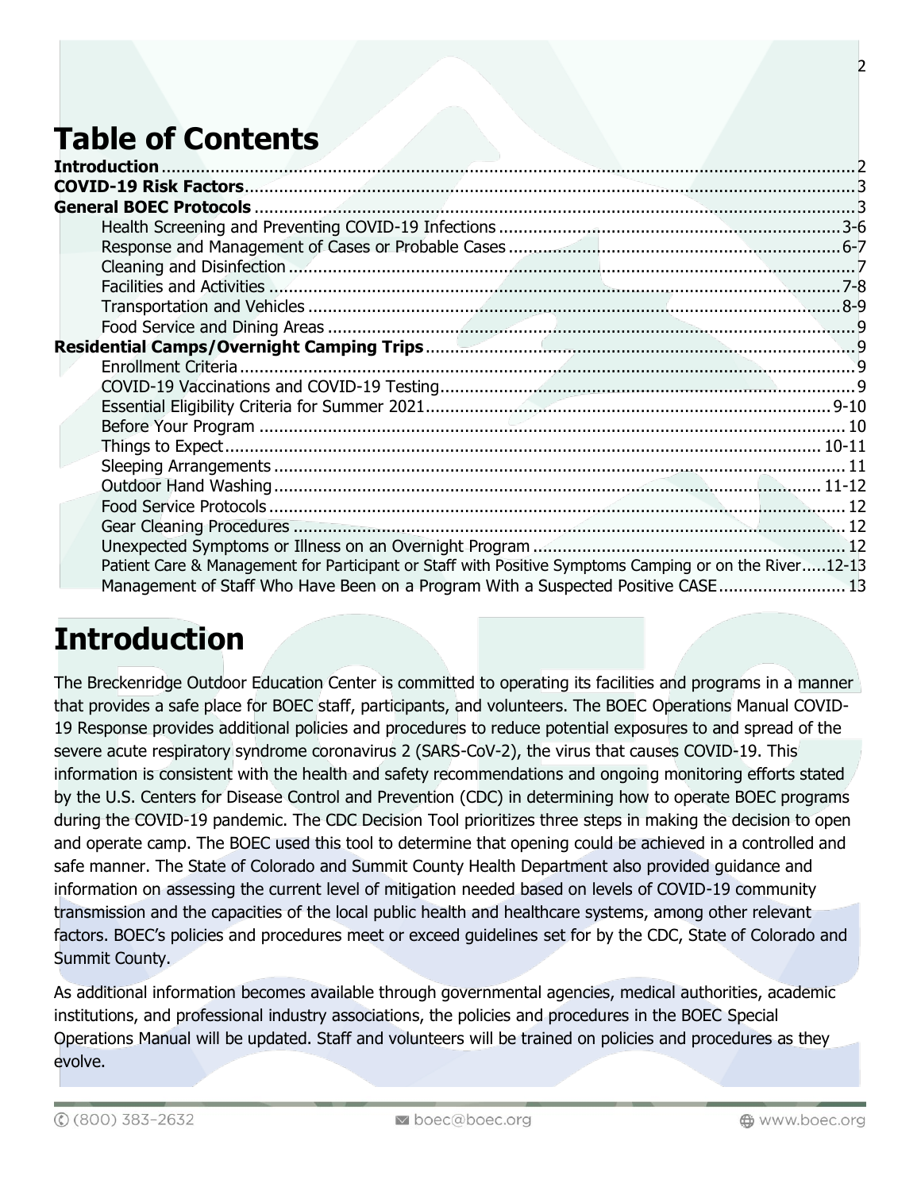# Table of Contents

| Section | Page |
|---|---|
| **Introduction** | 2 |
| **COVID-19 Risk Factors** | 3 |
| **General BOEC Protocols** | 3 |
| Health Screening and Preventing COVID-19 Infections | 3-6 |
| Response and Management of Cases or Probable Cases | 6-7 |
| Cleaning and Disinfection | 7 |
| Facilities and Activities | 7-8 |
| Transportation and Vehicles | 8-9 |
| Food Service and Dining Areas | 9 |
| **Residential Camps/Overnight Camping Trips** | 9 |
| Enrollment Criteria | 9 |
| COVID-19 Vaccinations and COVID-19 Testing | 9 |
| Essential Eligibility Criteria for Summer 2021 | 9-10 |
| Before Your Program | 10 |
| Things to Expect | 10-11 |
| Sleeping Arrangements | 11 |
| Outdoor Hand Washing | 11-12 |
| Food Service Protocols | 12 |
| Gear Cleaning Procedures | 12 |
| Unexpected Symptoms or Illness on an Overnight Program | 12 |
| Patient Care & Management for Participant or Staff with Positive Symptoms Camping or on the River | 12-13 |
| Management of Staff Who Have Been on a Program With a Suspected Positive CASE | 13 |

# Introduction

The Breckenridge Outdoor Education Center is committed to operating its facilities and programs in a manner that provides a safe place for BOEC staff, participants, and volunteers. The BOEC Operations Manual COVID-19 Response provides additional policies and procedures to reduce potential exposures to and spread of the severe acute respiratory syndrome coronavirus 2 (SARS-CoV-2), the virus that causes COVID-19. This information is consistent with the health and safety recommendations and ongoing monitoring efforts stated by the U.S. Centers for Disease Control and Prevention (CDC) in determining how to operate BOEC programs during the COVID-19 pandemic. The CDC Decision Tool prioritizes three steps in making the decision to open and operate camp. The BOEC used this tool to determine that opening could be achieved in a controlled and safe manner. The State of Colorado and Summit County Health Department also provided guidance and information on assessing the current level of mitigation needed based on levels of COVID-19 community transmission and the capacities of the local public health and healthcare systems, among other relevant factors. BOEC's policies and procedures meet or exceed guidelines set for by the CDC, State of Colorado and Summit County.

As additional information becomes available through governmental agencies, medical authorities, academic institutions, and professional industry associations, the policies and procedures in the BOEC Special Operations Manual will be updated. Staff and volunteers will be trained on policies and procedures as they evolve.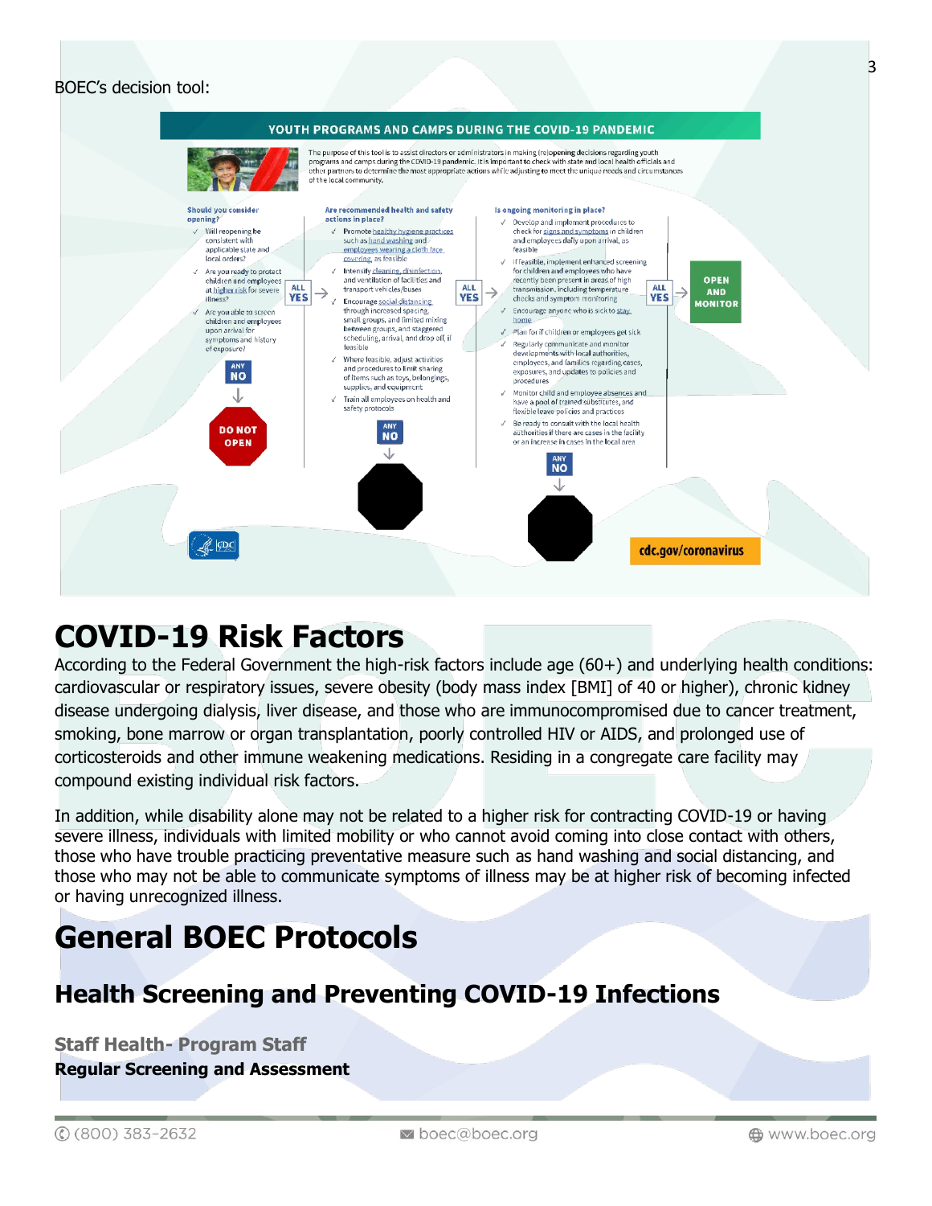BOEC's decision tool:

**YOUTH PROGRAMS AND CAMPS DURING THE COVID-19 PANDEMIC**

The purpose of this tool is to assist directors or administrators in making (re)opening decisions regarding youth programs and camps during the COVID-19 pandemic. It is important to check with state and local health officials and other partners to determine the most appropriate actions while adjusting to meet the unique needs and circumstances of the local community.

**Should you consider opening?**

- ✓ Will reopening be consistent with applicable state and local orders?
- ✓ Are you ready to protect children and employees at higher risk for severe illness?
- ✓ Are you able to screen children and employees upon arrival for symptoms and history of exposure?

ANY NO → DO NOT OPEN

ALL YES →

**Are recommended health and safety actions in place?**

- ✓ Promote healthy hygiene practices such as hand washing and employees wearing a cloth face covering, as feasible
- ✓ Intensify cleaning, disinfection, and ventilation of facilities and transport vehicles/buses
- ✓ Encourage social distancing through increased spacing, small groups, and limited mixing between groups, and staggered scheduling, arrival, and drop off, if feasible
- ✓ Where feasible, adjust activities and procedures to limit sharing of items such as toys, belongings, supplies, and equipment
- ✓ Train all employees on health and safety protocols

ANY NO → (stop)

ALL YES →

**Is ongoing monitoring in place?**

- ✓ Develop and implement procedures to check for signs and symptoms in children and employees daily upon arrival, as feasible
- ✓ If feasible, implement enhanced screening for children and employees who have recently been present in areas of high transmission, including temperature checks and symptom monitoring
- ✓ Encourage anyone who is sick to stay home
- ✓ Plan for if children or employees get sick
- ✓ Regularly communicate and monitor developments with local authorities, employees, and families regarding cases, exposures, and updates to policies and procedures
- ✓ Monitor child and employee absences and have a pool of trained substitutes, and flexible leave policies and practices
- ✓ Be ready to consult with the local health authorities if there are cases in the facility or an increase in cases in the local area

ANY NO → (stop)

ALL YES → OPEN AND MONITOR

CDC — cdc.gov/coronavirus

# COVID-19 Risk Factors

According to the Federal Government the high-risk factors include age (60+) and underlying health conditions: cardiovascular or respiratory issues, severe obesity (body mass index [BMI] of 40 or higher), chronic kidney disease undergoing dialysis, liver disease, and those who are immunocompromised due to cancer treatment, smoking, bone marrow or organ transplantation, poorly controlled HIV or AIDS, and prolonged use of corticosteroids and other immune weakening medications. Residing in a congregate care facility may compound existing individual risk factors.

In addition, while disability alone may not be related to a higher risk for contracting COVID-19 or having severe illness, individuals with limited mobility or who cannot avoid coming into close contact with others, those who have trouble practicing preventative measure such as hand washing and social distancing, and those who may not be able to communicate symptoms of illness may be at higher risk of becoming infected or having unrecognized illness.

# General BOEC Protocols

## Health Screening and Preventing COVID-19 Infections

### Staff Health- Program Staff

**Regular Screening and Assessment**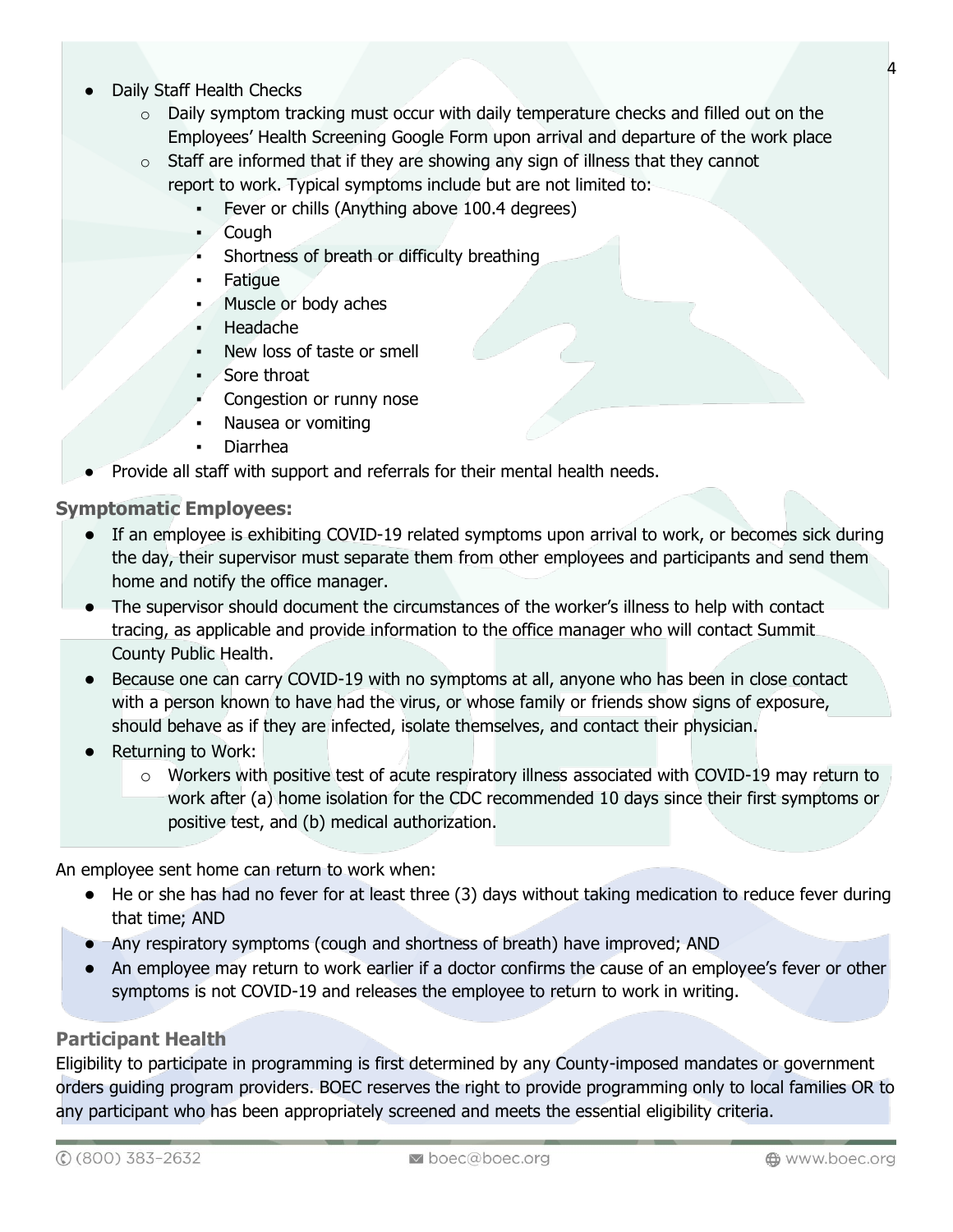- Daily Staff Health Checks
  - Daily symptom tracking must occur with daily temperature checks and filled out on the Employees' Health Screening Google Form upon arrival and departure of the work place
  - Staff are informed that if they are showing any sign of illness that they cannot report to work. Typical symptoms include but are not limited to:
    - Fever or chills (Anything above 100.4 degrees)
    - Cough
    - Shortness of breath or difficulty breathing
    - Fatigue
    - Muscle or body aches
    - Headache
    - New loss of taste or smell
    - Sore throat
    - Congestion or runny nose
    - Nausea or vomiting
    - Diarrhea
- Provide all staff with support and referrals for their mental health needs.

### Symptomatic Employees:

- If an employee is exhibiting COVID-19 related symptoms upon arrival to work, or becomes sick during the day, their supervisor must separate them from other employees and participants and send them home and notify the office manager.
- The supervisor should document the circumstances of the worker's illness to help with contact tracing, as applicable and provide information to the office manager who will contact Summit County Public Health.
- Because one can carry COVID-19 with no symptoms at all, anyone who has been in close contact with a person known to have had the virus, or whose family or friends show signs of exposure, should behave as if they are infected, isolate themselves, and contact their physician.
- Returning to Work:
  - Workers with positive test of acute respiratory illness associated with COVID-19 may return to work after (a) home isolation for the CDC recommended 10 days since their first symptoms or positive test, and (b) medical authorization.

An employee sent home can return to work when:

- He or she has had no fever for at least three (3) days without taking medication to reduce fever during that time; AND
- Any respiratory symptoms (cough and shortness of breath) have improved; AND
- An employee may return to work earlier if a doctor confirms the cause of an employee's fever or other symptoms is not COVID-19 and releases the employee to return to work in writing.

### Participant Health

Eligibility to participate in programming is first determined by any County-imposed mandates or government orders guiding program providers. BOEC reserves the right to provide programming only to local families OR to any participant who has been appropriately screened and meets the essential eligibility criteria.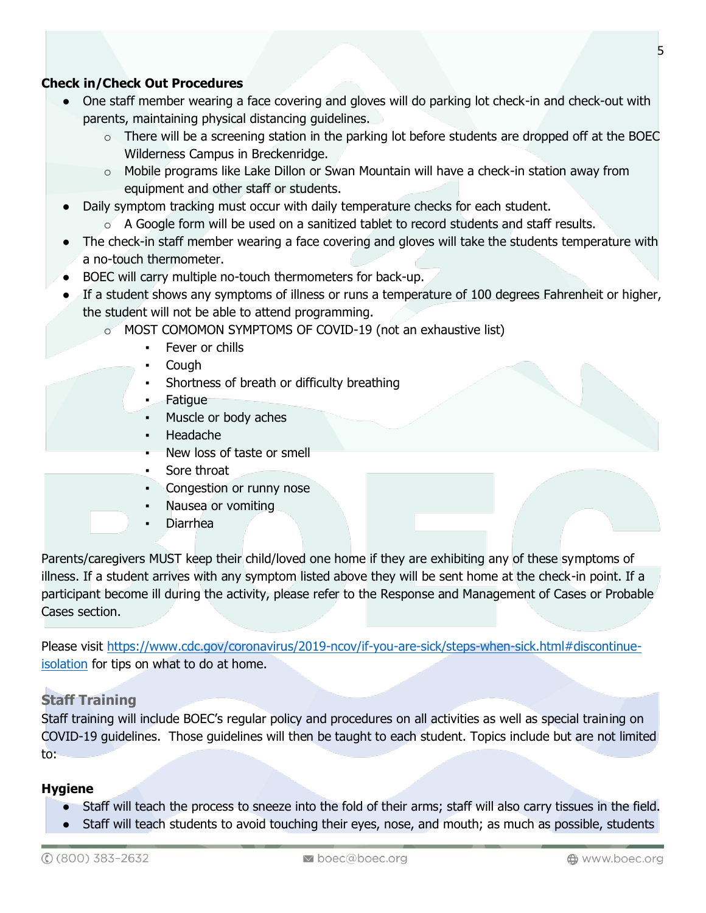**Check in/Check Out Procedures**

- One staff member wearing a face covering and gloves will do parking lot check-in and check-out with parents, maintaining physical distancing guidelines.
    - There will be a screening station in the parking lot before students are dropped off at the BOEC Wilderness Campus in Breckenridge.
    - Mobile programs like Lake Dillon or Swan Mountain will have a check-in station away from equipment and other staff or students.
- Daily symptom tracking must occur with daily temperature checks for each student.
    - A Google form will be used on a sanitized tablet to record students and staff results.
- The check-in staff member wearing a face covering and gloves will take the students temperature with a no-touch thermometer.
- BOEC will carry multiple no-touch thermometers for back-up.
- If a student shows any symptoms of illness or runs a temperature of 100 degrees Fahrenheit or higher, the student will not be able to attend programming.
    - MOST COMOMON SYMPTOMS OF COVID-19 (not an exhaustive list)
        - Fever or chills
        - Cough
        - Shortness of breath or difficulty breathing
        - Fatigue
        - Muscle or body aches
        - Headache
        - New loss of taste or smell
        - Sore throat
        - Congestion or runny nose
        - Nausea or vomiting
        - Diarrhea

Parents/caregivers MUST keep their child/loved one home if they are exhibiting any of these symptoms of illness. If a student arrives with any symptom listed above they will be sent home at the check-in point. If a participant become ill during the activity, please refer to the Response and Management of Cases or Probable Cases section.

Please visit [https://www.cdc.gov/coronavirus/2019-ncov/if-you-are-sick/steps-when-sick.html#discontinue-isolation](https://www.cdc.gov/coronavirus/2019-ncov/if-you-are-sick/steps-when-sick.html#discontinue-isolation) for tips on what to do at home.

## Staff Training

Staff training will include BOEC's regular policy and procedures on all activities as well as special training on COVID-19 guidelines. Those guidelines will then be taught to each student. Topics include but are not limited to:

**Hygiene**

- Staff will teach the process to sneeze into the fold of their arms; staff will also carry tissues in the field.
- Staff will teach students to avoid touching their eyes, nose, and mouth; as much as possible, students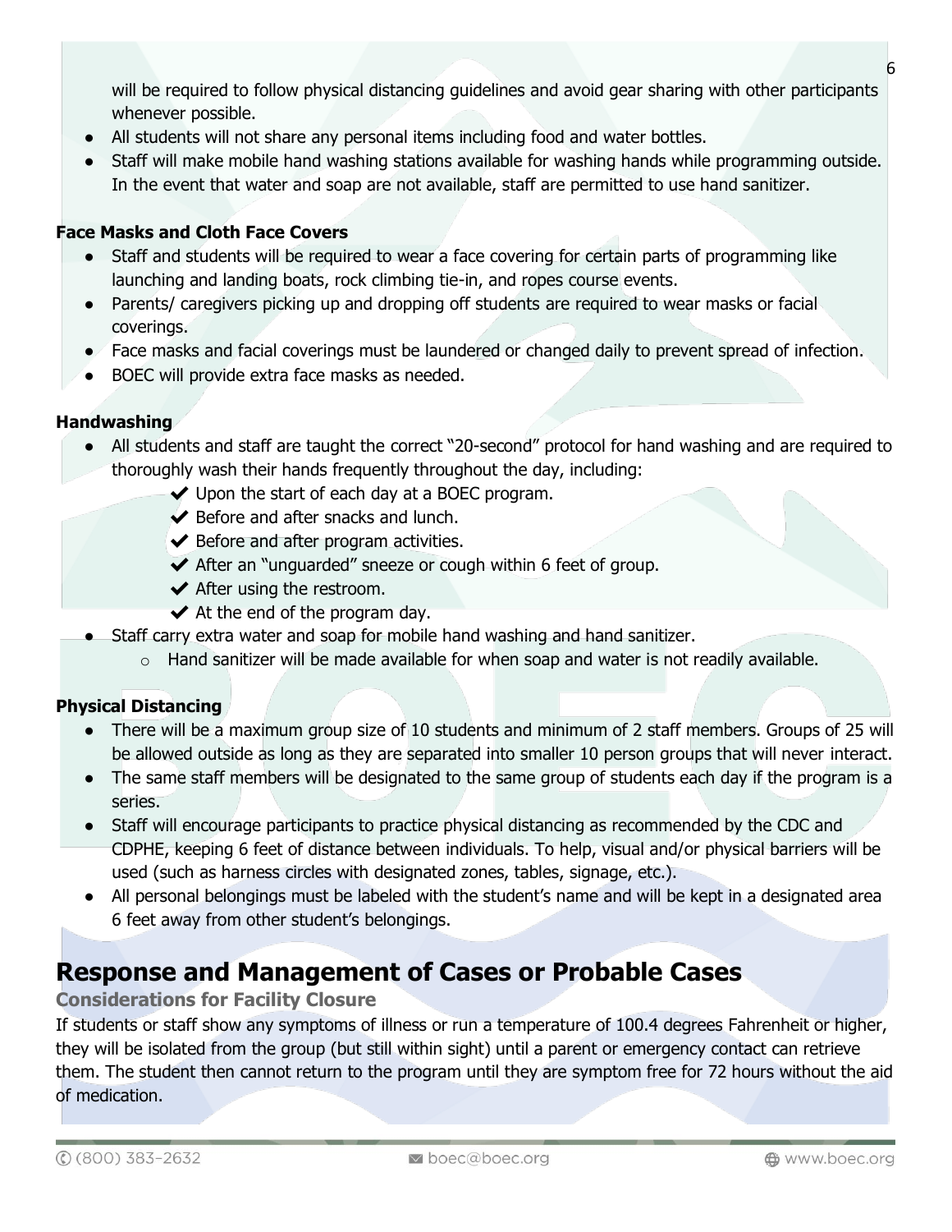will be required to follow physical distancing guidelines and avoid gear sharing with other participants whenever possible.

- All students will not share any personal items including food and water bottles.
- Staff will make mobile hand washing stations available for washing hands while programming outside. In the event that water and soap are not available, staff are permitted to use hand sanitizer.

**Face Masks and Cloth Face Covers**

- Staff and students will be required to wear a face covering for certain parts of programming like launching and landing boats, rock climbing tie-in, and ropes course events.
- Parents/ caregivers picking up and dropping off students are required to wear masks or facial coverings.
- Face masks and facial coverings must be laundered or changed daily to prevent spread of infection.
- BOEC will provide extra face masks as needed.

**Handwashing**

- All students and staff are taught the correct "20-second" protocol for hand washing and are required to thoroughly wash their hands frequently throughout the day, including:
  - ✔ Upon the start of each day at a BOEC program.
  - ✔ Before and after snacks and lunch.
  - ✔ Before and after program activities.
  - ✔ After an "unguarded" sneeze or cough within 6 feet of group.
  - ✔ After using the restroom.
  - ✔ At the end of the program day.
- Staff carry extra water and soap for mobile hand washing and hand sanitizer.
  - Hand sanitizer will be made available for when soap and water is not readily available.

**Physical Distancing**

- There will be a maximum group size of 10 students and minimum of 2 staff members. Groups of 25 will be allowed outside as long as they are separated into smaller 10 person groups that will never interact.
- The same staff members will be designated to the same group of students each day if the program is a series.
- Staff will encourage participants to practice physical distancing as recommended by the CDC and CDPHE, keeping 6 feet of distance between individuals. To help, visual and/or physical barriers will be used (such as harness circles with designated zones, tables, signage, etc.).
- All personal belongings must be labeled with the student's name and will be kept in a designated area 6 feet away from other student's belongings.

## Response and Management of Cases or Probable Cases

### Considerations for Facility Closure

If students or staff show any symptoms of illness or run a temperature of 100.4 degrees Fahrenheit or higher, they will be isolated from the group (but still within sight) until a parent or emergency contact can retrieve them. The student then cannot return to the program until they are symptom free for 72 hours without the aid of medication.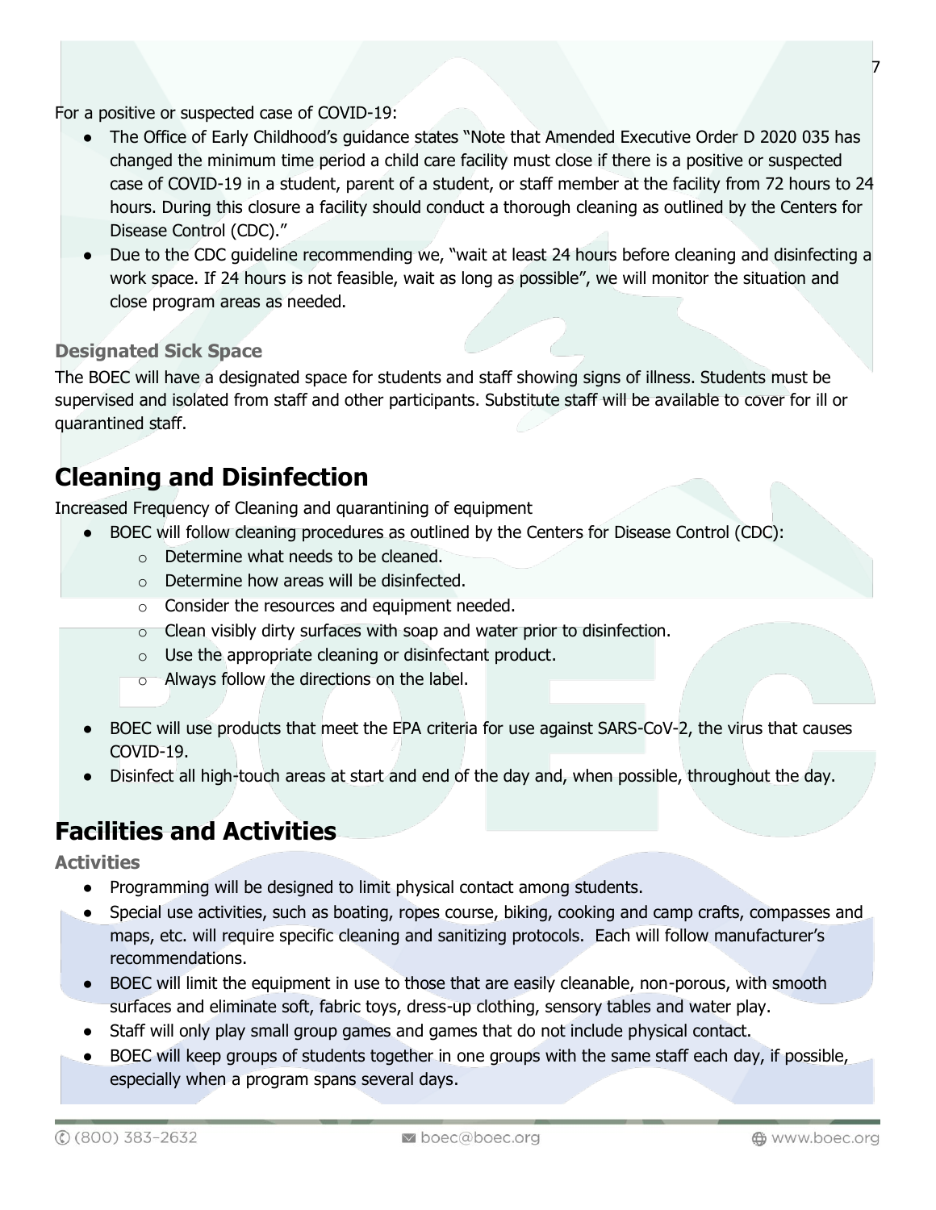For a positive or suspected case of COVID-19:

- The Office of Early Childhood's guidance states "Note that Amended Executive Order D 2020 035 has changed the minimum time period a child care facility must close if there is a positive or suspected case of COVID-19 in a student, parent of a student, or staff member at the facility from 72 hours to 24 hours. During this closure a facility should conduct a thorough cleaning as outlined by the Centers for Disease Control (CDC)."
- Due to the CDC guideline recommending we, "wait at least 24 hours before cleaning and disinfecting a work space. If 24 hours is not feasible, wait as long as possible", we will monitor the situation and close program areas as needed.

### Designated Sick Space

The BOEC will have a designated space for students and staff showing signs of illness. Students must be supervised and isolated from staff and other participants. Substitute staff will be available to cover for ill or quarantined staff.

## Cleaning and Disinfection

Increased Frequency of Cleaning and quarantining of equipment

- BOEC will follow cleaning procedures as outlined by the Centers for Disease Control (CDC):
  - Determine what needs to be cleaned.
  - Determine how areas will be disinfected.
  - Consider the resources and equipment needed.
  - Clean visibly dirty surfaces with soap and water prior to disinfection.
  - Use the appropriate cleaning or disinfectant product.
  - Always follow the directions on the label.

- BOEC will use products that meet the EPA criteria for use against SARS-CoV-2, the virus that causes COVID-19.
- Disinfect all high-touch areas at start and end of the day and, when possible, throughout the day.

## Facilities and Activities

### Activities

- Programming will be designed to limit physical contact among students.
- Special use activities, such as boating, ropes course, biking, cooking and camp crafts, compasses and maps, etc. will require specific cleaning and sanitizing protocols. Each will follow manufacturer's recommendations.
- BOEC will limit the equipment in use to those that are easily cleanable, non-porous, with smooth surfaces and eliminate soft, fabric toys, dress-up clothing, sensory tables and water play.
- Staff will only play small group games and games that do not include physical contact.
- BOEC will keep groups of students together in one groups with the same staff each day, if possible, especially when a program spans several days.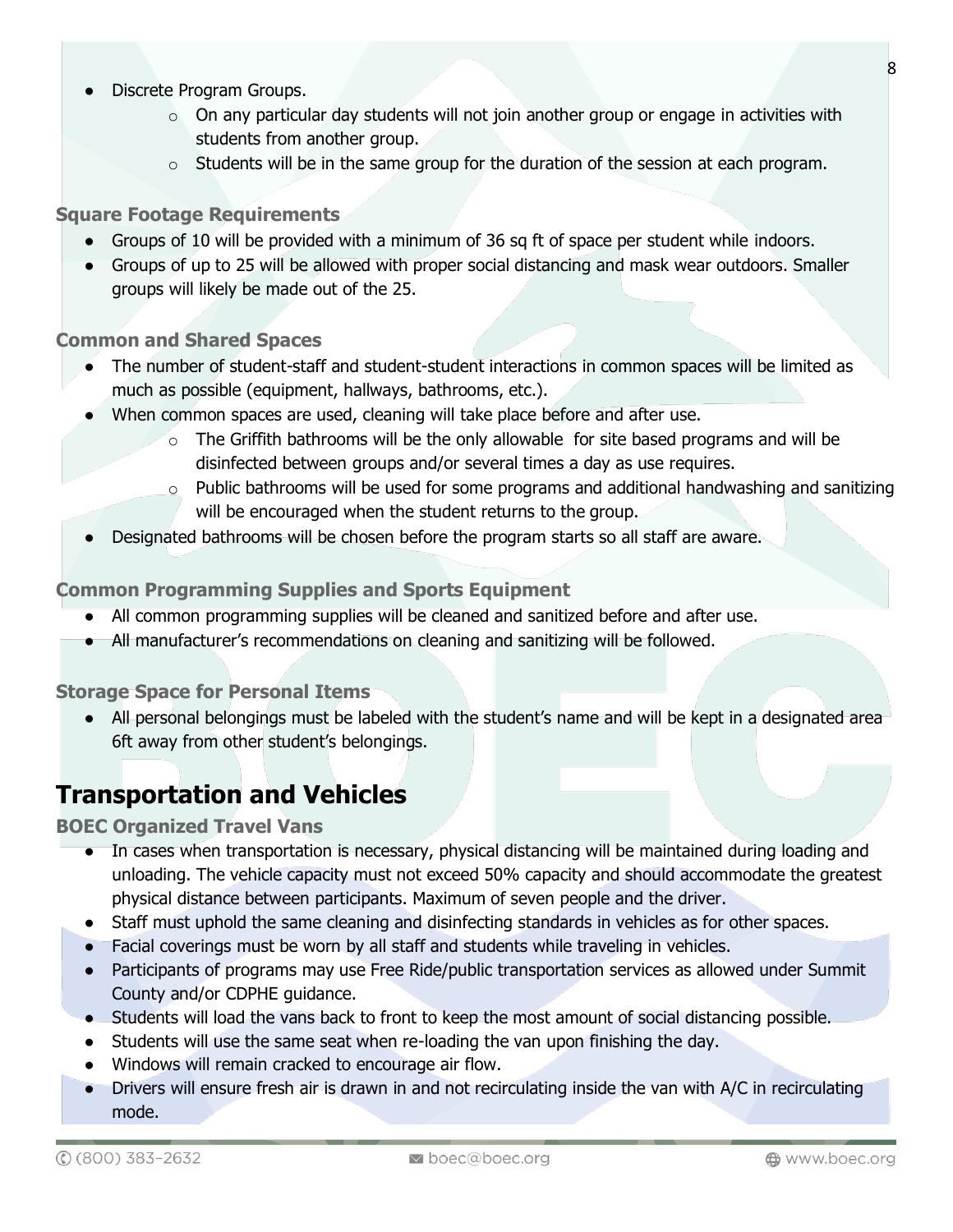- Discrete Program Groups.
  - On any particular day students will not join another group or engage in activities with students from another group.
  - Students will be in the same group for the duration of the session at each program.

### Square Footage Requirements

- Groups of 10 will be provided with a minimum of 36 sq ft of space per student while indoors.
- Groups of up to 25 will be allowed with proper social distancing and mask wear outdoors. Smaller groups will likely be made out of the 25.

### Common and Shared Spaces

- The number of student-staff and student-student interactions in common spaces will be limited as much as possible (equipment, hallways, bathrooms, etc.).
- When common spaces are used, cleaning will take place before and after use.
  - The Griffith bathrooms will be the only allowable  for site based programs and will be disinfected between groups and/or several times a day as use requires.
  - Public bathrooms will be used for some programs and additional handwashing and sanitizing will be encouraged when the student returns to the group.
- Designated bathrooms will be chosen before the program starts so all staff are aware.

### Common Programming Supplies and Sports Equipment

- All common programming supplies will be cleaned and sanitized before and after use.
- All manufacturer's recommendations on cleaning and sanitizing will be followed.

### Storage Space for Personal Items

- All personal belongings must be labeled with the student's name and will be kept in a designated area 6ft away from other student's belongings.

## Transportation and Vehicles

### BOEC Organized Travel Vans

- In cases when transportation is necessary, physical distancing will be maintained during loading and unloading. The vehicle capacity must not exceed 50% capacity and should accommodate the greatest physical distance between participants. Maximum of seven people and the driver.
- Staff must uphold the same cleaning and disinfecting standards in vehicles as for other spaces.
- Facial coverings must be worn by all staff and students while traveling in vehicles.
- Participants of programs may use Free Ride/public transportation services as allowed under Summit County and/or CDPHE guidance.
- Students will load the vans back to front to keep the most amount of social distancing possible.
- Students will use the same seat when re-loading the van upon finishing the day.
- Windows will remain cracked to encourage air flow.
- Drivers will ensure fresh air is drawn in and not recirculating inside the van with A/C in recirculating mode.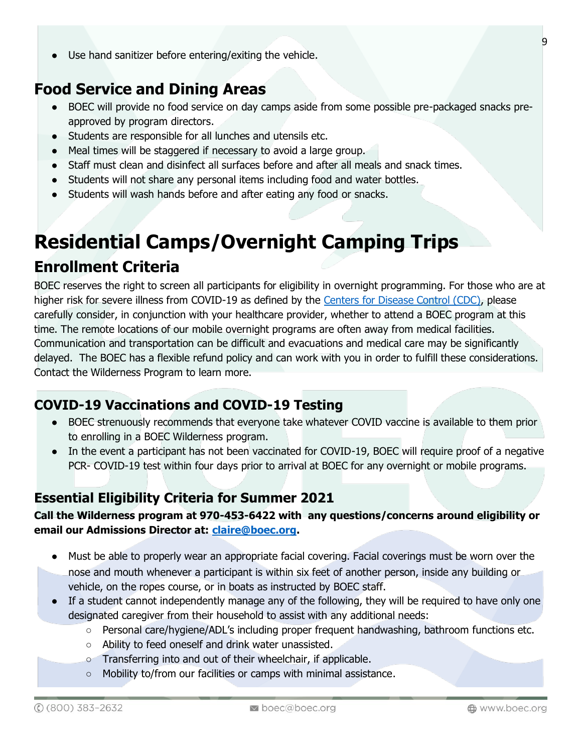- Use hand sanitizer before entering/exiting the vehicle.

## Food Service and Dining Areas

- BOEC will provide no food service on day camps aside from some possible pre-packaged snacks pre-approved by program directors.
- Students are responsible for all lunches and utensils etc.
- Meal times will be staggered if necessary to avoid a large group.
- Staff must clean and disinfect all surfaces before and after all meals and snack times.
- Students will not share any personal items including food and water bottles.
- Students will wash hands before and after eating any food or snacks.

# Residential Camps/Overnight Camping Trips

## Enrollment Criteria

BOEC reserves the right to screen all participants for eligibility in overnight programming. For those who are at higher risk for severe illness from COVID-19 as defined by the Centers for Disease Control (CDC), please carefully consider, in conjunction with your healthcare provider, whether to attend a BOEC program at this time. The remote locations of our mobile overnight programs are often away from medical facilities. Communication and transportation can be difficult and evacuations and medical care may be significantly delayed. The BOEC has a flexible refund policy and can work with you in order to fulfill these considerations. Contact the Wilderness Program to learn more.

## COVID-19 Vaccinations and COVID-19 Testing

- BOEC strenuously recommends that everyone take whatever COVID vaccine is available to them prior to enrolling in a BOEC Wilderness program.
- In the event a participant has not been vaccinated for COVID-19, BOEC will require proof of a negative PCR- COVID-19 test within four days prior to arrival at BOEC for any overnight or mobile programs.

## Essential Eligibility Criteria for Summer 2021

**Call the Wilderness program at 970-453-6422 with any questions/concerns around eligibility or email our Admissions Director at: claire@boec.org.**

- Must be able to properly wear an appropriate facial covering. Facial coverings must be worn over the nose and mouth whenever a participant is within six feet of another person, inside any building or vehicle, on the ropes course, or in boats as instructed by BOEC staff.
- If a student cannot independently manage any of the following, they will be required to have only one designated caregiver from their household to assist with any additional needs:
  - Personal care/hygiene/ADL's including proper frequent handwashing, bathroom functions etc.
  - Ability to feed oneself and drink water unassisted.
  - Transferring into and out of their wheelchair, if applicable.
  - Mobility to/from our facilities or camps with minimal assistance.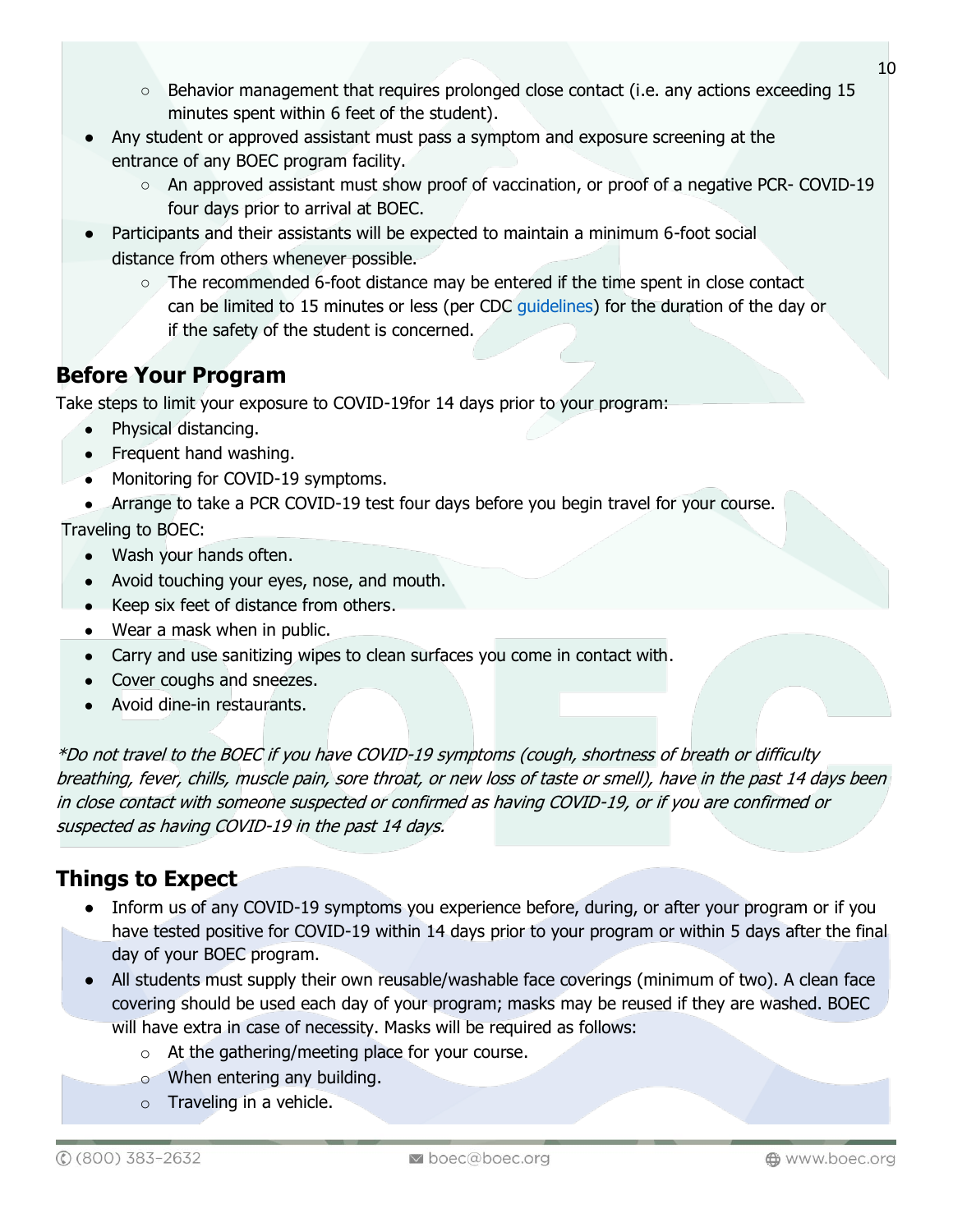- Behavior management that requires prolonged close contact (i.e. any actions exceeding 15 minutes spent within 6 feet of the student).
- Any student or approved assistant must pass a symptom and exposure screening at the entrance of any BOEC program facility.
    - An approved assistant must show proof of vaccination, or proof of a negative PCR- COVID-19 four days prior to arrival at BOEC.
- Participants and their assistants will be expected to maintain a minimum 6-foot social distance from others whenever possible.
    - The recommended 6-foot distance may be entered if the time spent in close contact can be limited to 15 minutes or less (per CDC guidelines) for the duration of the day or if the safety of the student is concerned.

## Before Your Program

Take steps to limit your exposure to COVID-19for 14 days prior to your program:

- Physical distancing.
- Frequent hand washing.
- Monitoring for COVID-19 symptoms.
- Arrange to take a PCR COVID-19 test four days before you begin travel for your course.

Traveling to BOEC:

- Wash your hands often.
- Avoid touching your eyes, nose, and mouth.
- Keep six feet of distance from others.
- Wear a mask when in public.
- Carry and use sanitizing wipes to clean surfaces you come in contact with.
- Cover coughs and sneezes.
- Avoid dine-in restaurants.

*\*Do not travel to the BOEC if you have COVID-19 symptoms (cough, shortness of breath or difficulty breathing, fever, chills, muscle pain, sore throat, or new loss of taste or smell), have in the past 14 days been in close contact with someone suspected or confirmed as having COVID-19, or if you are confirmed or suspected as having COVID-19 in the past 14 days.*

## Things to Expect

- Inform us of any COVID-19 symptoms you experience before, during, or after your program or if you have tested positive for COVID-19 within 14 days prior to your program or within 5 days after the final day of your BOEC program.
- All students must supply their own reusable/washable face coverings (minimum of two). A clean face covering should be used each day of your program; masks may be reused if they are washed. BOEC will have extra in case of necessity. Masks will be required as follows:
    - At the gathering/meeting place for your course.
    - When entering any building.
    - Traveling in a vehicle.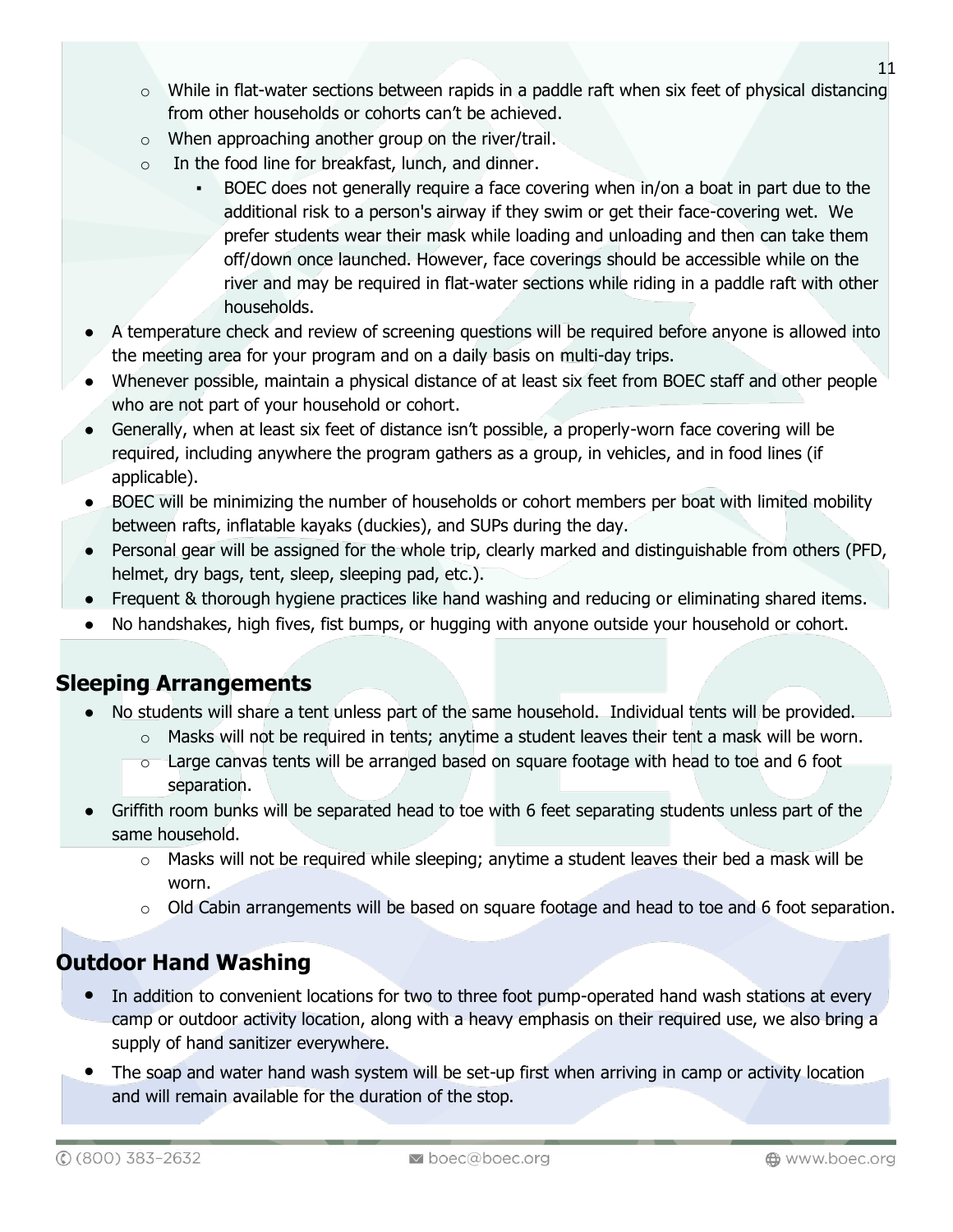- While in flat-water sections between rapids in a paddle raft when six feet of physical distancing from other households or cohorts can't be achieved.
    - When approaching another group on the river/trail.
    - In the food line for breakfast, lunch, and dinner.
        - BOEC does not generally require a face covering when in/on a boat in part due to the additional risk to a person's airway if they swim or get their face-covering wet. We prefer students wear their mask while loading and unloading and then can take them off/down once launched. However, face coverings should be accessible while on the river and may be required in flat-water sections while riding in a paddle raft with other households.
- A temperature check and review of screening questions will be required before anyone is allowed into the meeting area for your program and on a daily basis on multi-day trips.
- Whenever possible, maintain a physical distance of at least six feet from BOEC staff and other people who are not part of your household or cohort.
- Generally, when at least six feet of distance isn't possible, a properly-worn face covering will be required, including anywhere the program gathers as a group, in vehicles, and in food lines (if applicable).
- BOEC will be minimizing the number of households or cohort members per boat with limited mobility between rafts, inflatable kayaks (duckies), and SUPs during the day.
- Personal gear will be assigned for the whole trip, clearly marked and distinguishable from others (PFD, helmet, dry bags, tent, sleep, sleeping pad, etc.).
- Frequent & thorough hygiene practices like hand washing and reducing or eliminating shared items.
- No handshakes, high fives, fist bumps, or hugging with anyone outside your household or cohort.

## Sleeping Arrangements

- No students will share a tent unless part of the same household. Individual tents will be provided.
    - Masks will not be required in tents; anytime a student leaves their tent a mask will be worn.
    - Large canvas tents will be arranged based on square footage with head to toe and 6 foot separation.
- Griffith room bunks will be separated head to toe with 6 feet separating students unless part of the same household.
    - Masks will not be required while sleeping; anytime a student leaves their bed a mask will be worn.
    - Old Cabin arrangements will be based on square footage and head to toe and 6 foot separation.

## Outdoor Hand Washing

- In addition to convenient locations for two to three foot pump-operated hand wash stations at every camp or outdoor activity location, along with a heavy emphasis on their required use, we also bring a supply of hand sanitizer everywhere.
- The soap and water hand wash system will be set-up first when arriving in camp or activity location and will remain available for the duration of the stop.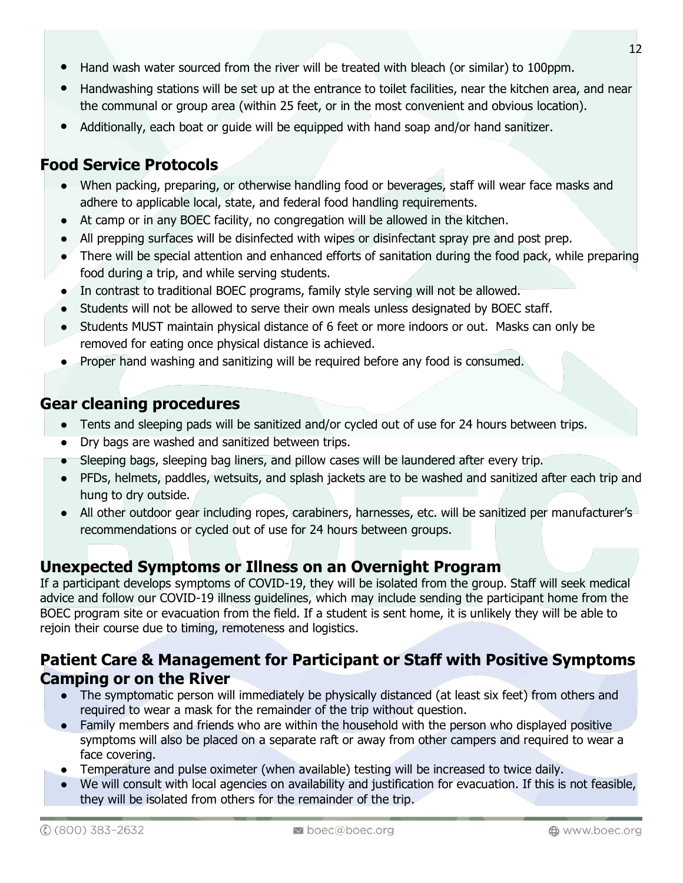- Hand wash water sourced from the river will be treated with bleach (or similar) to 100ppm.
- Handwashing stations will be set up at the entrance to toilet facilities, near the kitchen area, and near the communal or group area (within 25 feet, or in the most convenient and obvious location).
- Additionally, each boat or guide will be equipped with hand soap and/or hand sanitizer.

## Food Service Protocols

- When packing, preparing, or otherwise handling food or beverages, staff will wear face masks and adhere to applicable local, state, and federal food handling requirements.
- At camp or in any BOEC facility, no congregation will be allowed in the kitchen.
- All prepping surfaces will be disinfected with wipes or disinfectant spray pre and post prep.
- There will be special attention and enhanced efforts of sanitation during the food pack, while preparing food during a trip, and while serving students.
- In contrast to traditional BOEC programs, family style serving will not be allowed.
- Students will not be allowed to serve their own meals unless designated by BOEC staff.
- Students MUST maintain physical distance of 6 feet or more indoors or out. Masks can only be removed for eating once physical distance is achieved.
- Proper hand washing and sanitizing will be required before any food is consumed.

## Gear cleaning procedures

- Tents and sleeping pads will be sanitized and/or cycled out of use for 24 hours between trips.
- Dry bags are washed and sanitized between trips.
- Sleeping bags, sleeping bag liners, and pillow cases will be laundered after every trip.
- PFDs, helmets, paddles, wetsuits, and splash jackets are to be washed and sanitized after each trip and hung to dry outside.
- All other outdoor gear including ropes, carabiners, harnesses, etc. will be sanitized per manufacturer's recommendations or cycled out of use for 24 hours between groups.

## Unexpected Symptoms or Illness on an Overnight Program

If a participant develops symptoms of COVID-19, they will be isolated from the group. Staff will seek medical advice and follow our COVID-19 illness guidelines, which may include sending the participant home from the BOEC program site or evacuation from the field. If a student is sent home, it is unlikely they will be able to rejoin their course due to timing, remoteness and logistics.

## Patient Care & Management for Participant or Staff with Positive Symptoms Camping or on the River

- The symptomatic person will immediately be physically distanced (at least six feet) from others and required to wear a mask for the remainder of the trip without question.
- Family members and friends who are within the household with the person who displayed positive symptoms will also be placed on a separate raft or away from other campers and required to wear a face covering.
- Temperature and pulse oximeter (when available) testing will be increased to twice daily.
- We will consult with local agencies on availability and justification for evacuation. If this is not feasible, they will be isolated from others for the remainder of the trip.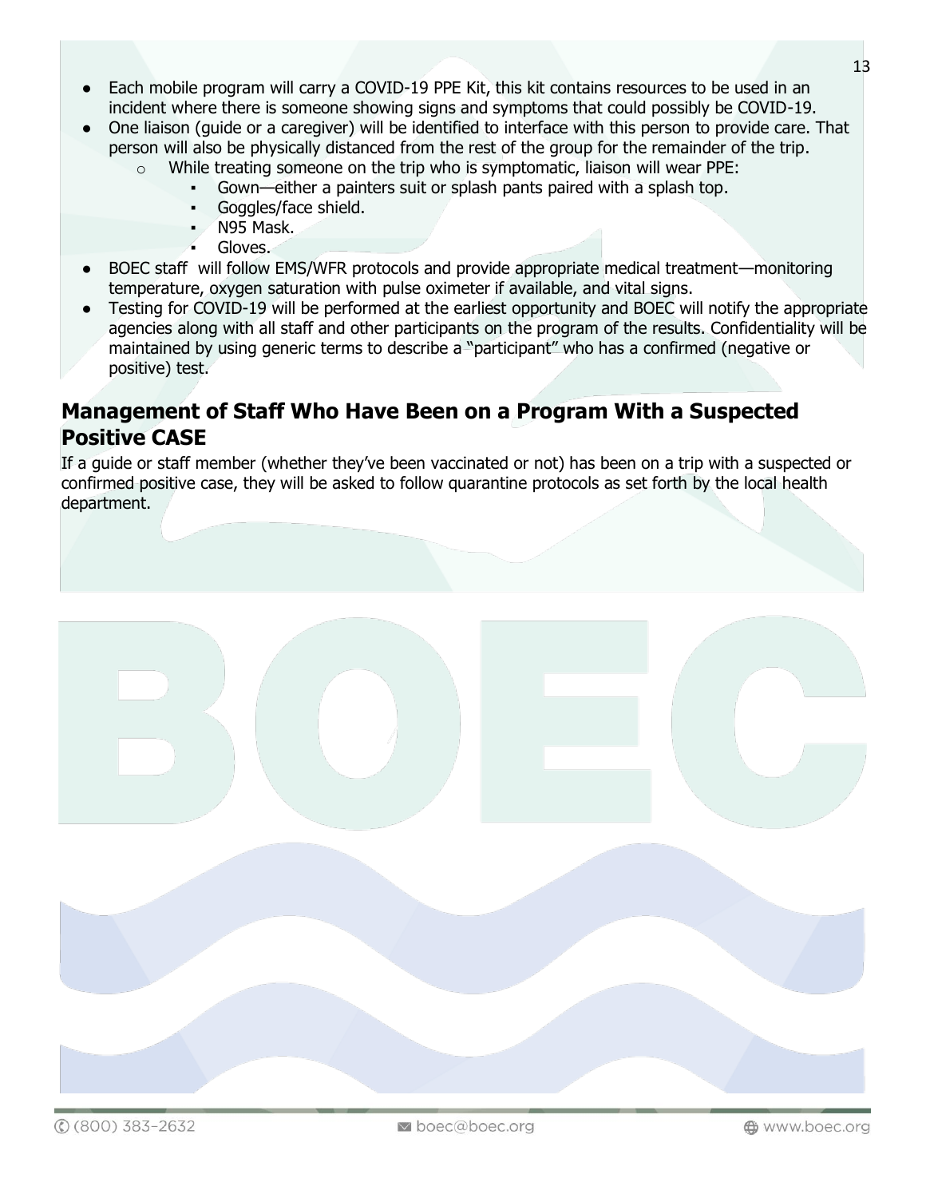- Each mobile program will carry a COVID-19 PPE Kit, this kit contains resources to be used in an incident where there is someone showing signs and symptoms that could possibly be COVID-19.
- One liaison (guide or a caregiver) will be identified to interface with this person to provide care. That person will also be physically distanced from the rest of the group for the remainder of the trip.
  - While treating someone on the trip who is symptomatic, liaison will wear PPE:
    - Gown—either a painters suit or splash pants paired with a splash top.
    - Goggles/face shield.
    - N95 Mask.
    - Gloves.
- BOEC staff will follow EMS/WFR protocols and provide appropriate medical treatment—monitoring temperature, oxygen saturation with pulse oximeter if available, and vital signs.
- Testing for COVID-19 will be performed at the earliest opportunity and BOEC will notify the appropriate agencies along with all staff and other participants on the program of the results. Confidentiality will be maintained by using generic terms to describe a "participant" who has a confirmed (negative or positive) test.

## Management of Staff Who Have Been on a Program With a Suspected Positive CASE

If a guide or staff member (whether they've been vaccinated or not) has been on a trip with a suspected or confirmed positive case, they will be asked to follow quarantine protocols as set forth by the local health department.